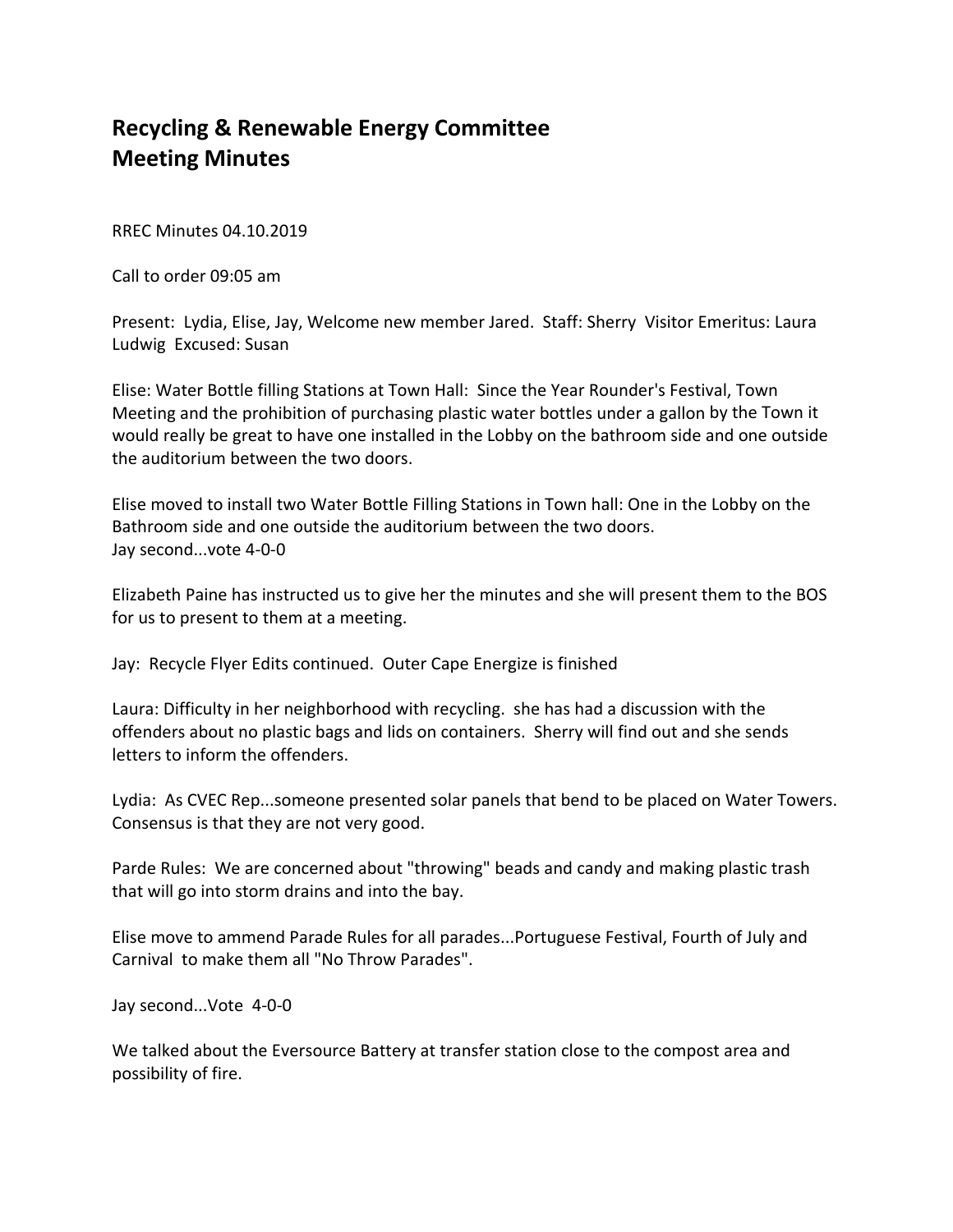# Recycling & Renewable Energy Committee
# Meeting Minutes

RREC Minutes 04.10.2019

Call to order 09:05 am

Present: Lydia, Elise, Jay, Welcome new member Jared. Staff: Sherry Visitor Emeritus: Laura Ludwig Excused: Susan

Elise: Water Bottle filling Stations at Town Hall: Since the Year Rounder's Festival, Town Meeting and the prohibition of purchasing plastic water bottles under a gallon by the Town it would really be great to have one installed in the Lobby on the bathroom side and one outside the auditorium between the two doors.

Elise moved to install two Water Bottle Filling Stations in Town hall: One in the Lobby on the Bathroom side and one outside the auditorium between the two doors.
Jay second...vote 4-0-0

Elizabeth Paine has instructed us to give her the minutes and she will present them to the BOS for us to present to them at a meeting.

Jay: Recycle Flyer Edits continued. Outer Cape Energize is finished

Laura: Difficulty in her neighborhood with recycling. she has had a discussion with the offenders about no plastic bags and lids on containers. Sherry will find out and she sends letters to inform the offenders.

Lydia: As CVEC Rep...someone presented solar panels that bend to be placed on Water Towers. Consensus is that they are not very good.

Parde Rules: We are concerned about "throwing" beads and candy and making plastic trash that will go into storm drains and into the bay.

Elise move to ammend Parade Rules for all parades...Portuguese Festival, Fourth of July and Carnival to make them all "No Throw Parades".

Jay second...Vote 4-0-0

We talked about the Eversource Battery at transfer station close to the compost area and possibility of fire.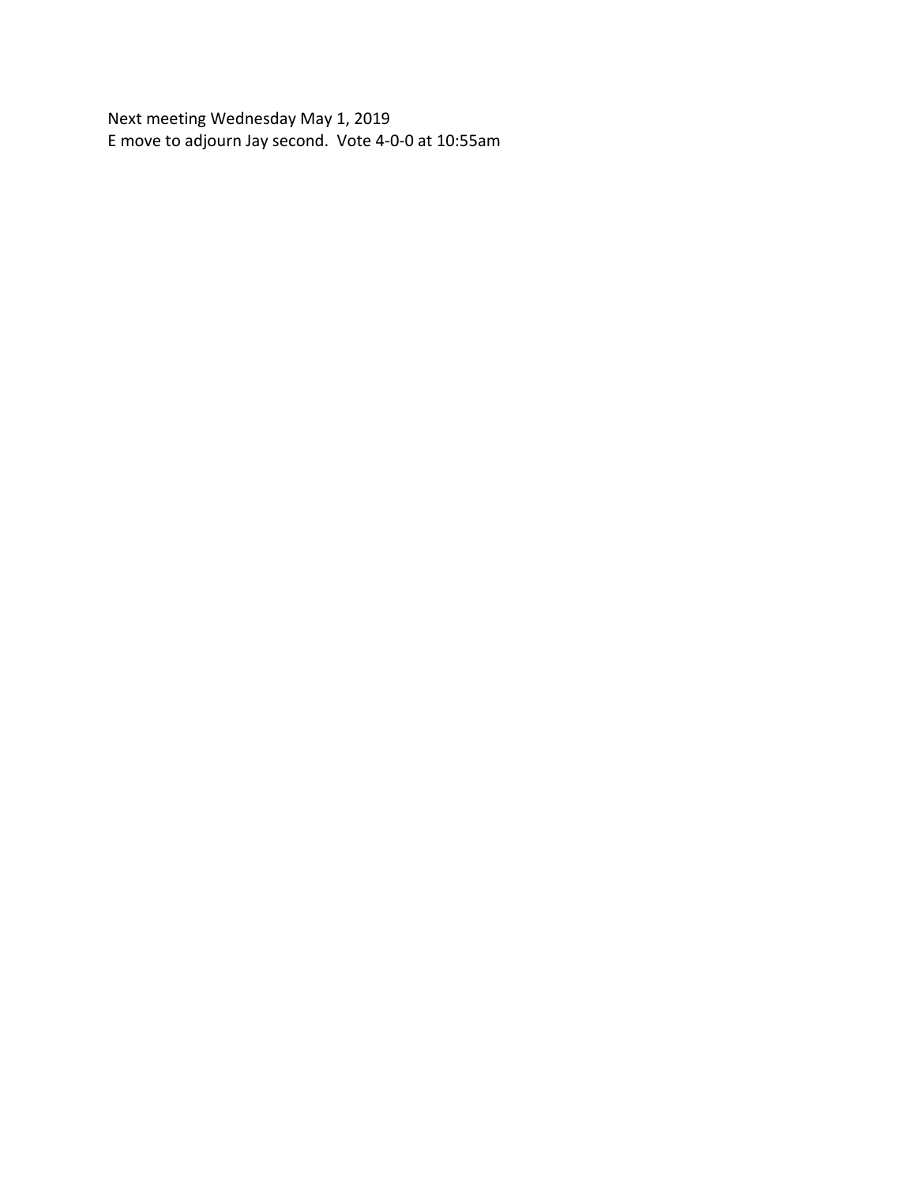Next meeting Wednesday May 1, 2019
E move to adjourn Jay second.  Vote 4-0-0 at 10:55am